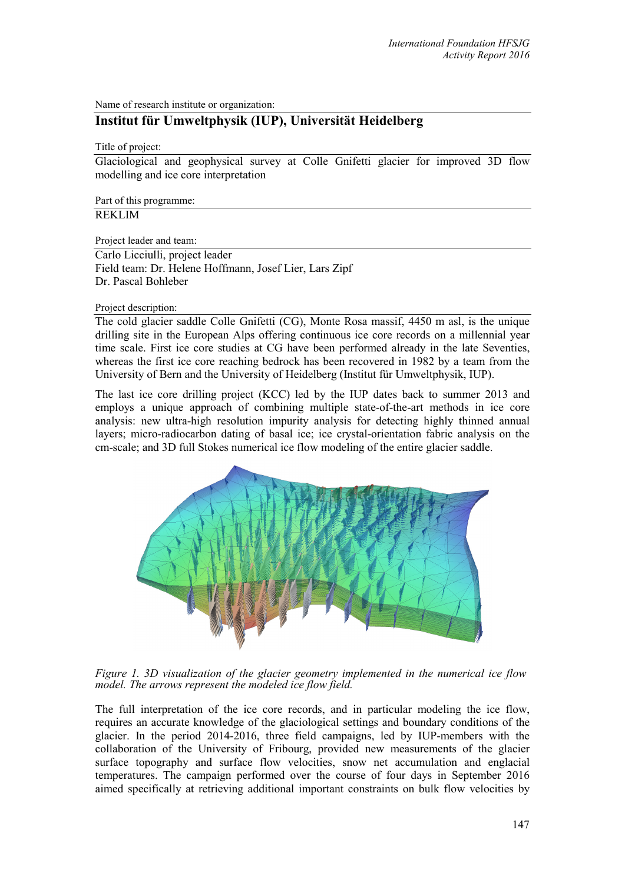Name of research institute or organization:

## Institut für Umweltphysik (IUP), Universität Heidelberg

Title of project:

Glaciological and geophysical survey at Colle Gnifetti glacier for improved 3D flow modelling and ice core interpretation

Part of this programme:

REKLIM

Project leader and team:

Carlo Licciulli, project leader
Field team: Dr. Helene Hoffmann, Josef Lier, Lars Zipf
Dr. Pascal Bohleber

Project description:

The cold glacier saddle Colle Gnifetti (CG), Monte Rosa massif, 4450 m asl, is the unique drilling site in the European Alps offering continuous ice core records on a millennial year time scale. First ice core studies at CG have been performed already in the late Seventies, whereas the first ice core reaching bedrock has been recovered in 1982 by a team from the University of Bern and the University of Heidelberg (Institut für Umweltphysik, IUP).

The last ice core drilling project (KCC) led by the IUP dates back to summer 2013 and employs a unique approach of combining multiple state-of-the-art methods in ice core analysis: new ultra-high resolution impurity analysis for detecting highly thinned annual layers; micro-radiocarbon dating of basal ice; ice crystal-orientation fabric analysis on the cm-scale; and 3D full Stokes numerical ice flow modeling of the entire glacier saddle.

*Figure 1. 3D visualization of the glacier geometry implemented in the numerical ice flow model. The arrows represent the modeled ice flow field.*

The full interpretation of the ice core records, and in particular modeling the ice flow, requires an accurate knowledge of the glaciological settings and boundary conditions of the glacier. In the period 2014-2016, three field campaigns, led by IUP-members with the collaboration of the University of Fribourg, provided new measurements of the glacier surface topography and surface flow velocities, snow net accumulation and englacial temperatures. The campaign performed over the course of four days in September 2016 aimed specifically at retrieving additional important constraints on bulk flow velocities by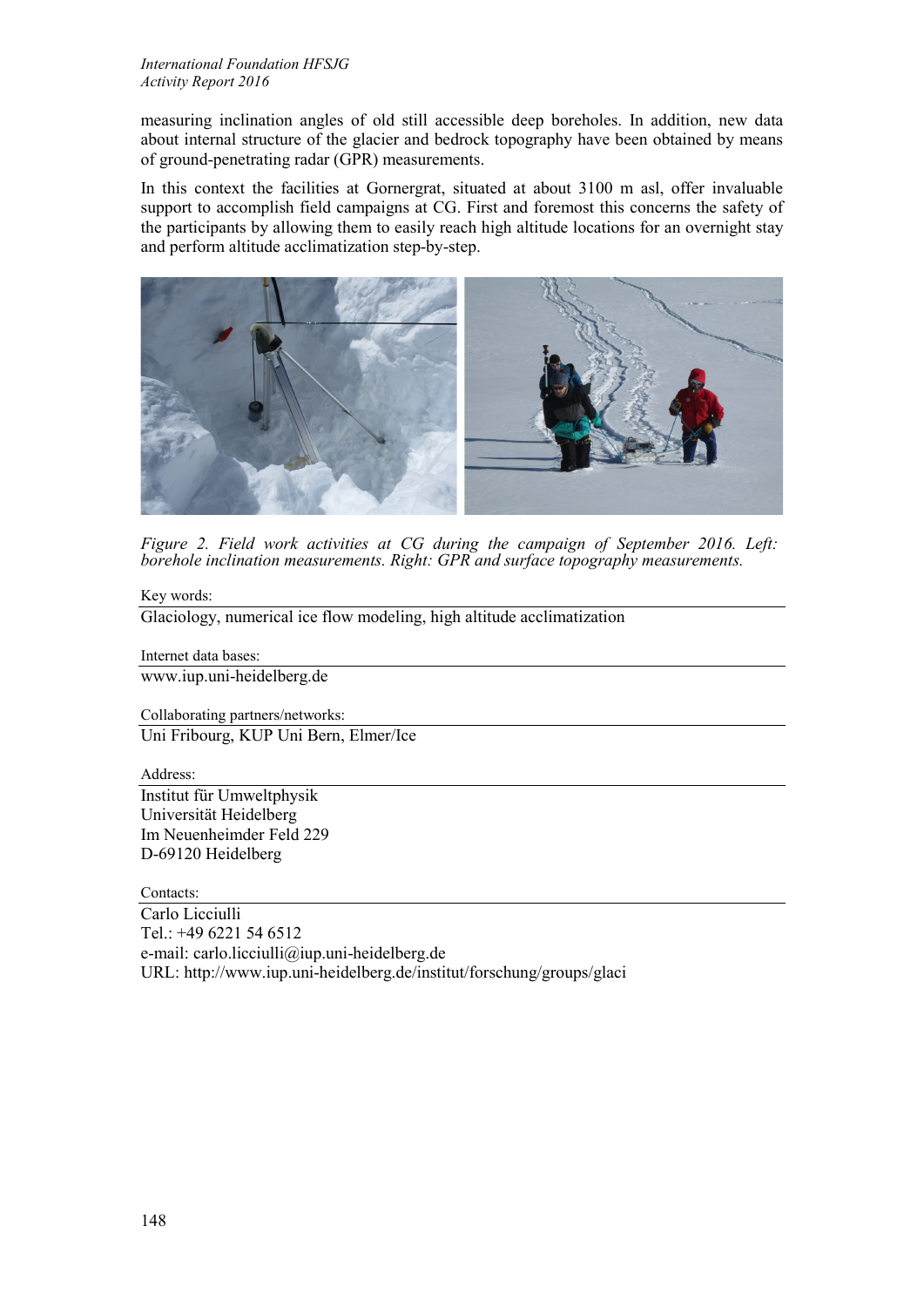measuring inclination angles of old still accessible deep boreholes. In addition, new data about internal structure of the glacier and bedrock topography have been obtained by means of ground-penetrating radar (GPR) measurements.

In this context the facilities at Gornergrat, situated at about 3100 m asl, offer invaluable support to accomplish field campaigns at CG. First and foremost this concerns the safety of the participants by allowing them to easily reach high altitude locations for an overnight stay and perform altitude acclimatization step-by-step.

*Figure 2. Field work activities at CG during the campaign of September 2016. Left: borehole inclination measurements. Right: GPR and surface topography measurements.*

Key words:

Glaciology, numerical ice flow modeling, high altitude acclimatization

Internet data bases:

www.iup.uni-heidelberg.de

Collaborating partners/networks:

Uni Fribourg, KUP Uni Bern, Elmer/Ice

Address:

Institut für Umweltphysik
Universität Heidelberg
Im Neuenheimder Feld 229
D-69120 Heidelberg

Contacts:

Carlo Licciulli
Tel.: +49 6221 54 6512
e-mail: carlo.licciulli@iup.uni-heidelberg.de
URL: http://www.iup.uni-heidelberg.de/institut/forschung/groups/glaci